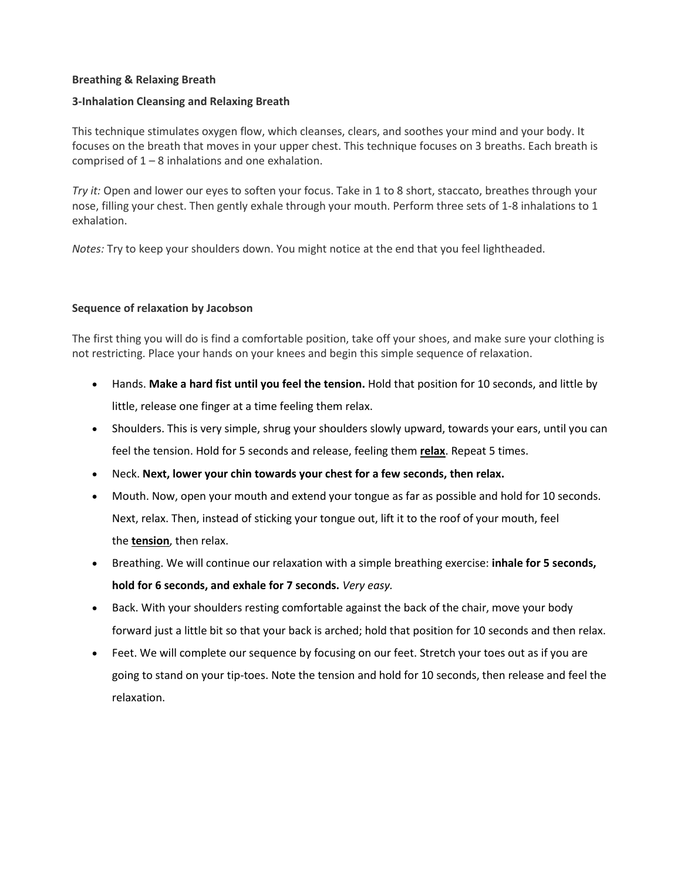**Breathing & Relaxing Breath**

**3-Inhalation Cleansing and Relaxing Breath**

This technique stimulates oxygen flow, which cleanses, clears, and soothes your mind and your body. It focuses on the breath that moves in your upper chest. This technique focuses on 3 breaths. Each breath is comprised of 1 – 8 inhalations and one exhalation.

*Try it:* Open and lower our eyes to soften your focus. Take in 1 to 8 short, staccato, breathes through your nose, filling your chest. Then gently exhale through your mouth. Perform three sets of 1-8 inhalations to 1 exhalation.

*Notes:* Try to keep your shoulders down. You might notice at the end that you feel lightheaded.

**Sequence of relaxation by Jacobson**

The first thing you will do is find a comfortable position, take off your shoes, and make sure your clothing is not restricting. Place your hands on your knees and begin this simple sequence of relaxation.

- Hands. **Make a hard fist until you feel the tension.** Hold that position for 10 seconds, and little by little, release one finger at a time feeling them relax.
- Shoulders. This is very simple, shrug your shoulders slowly upward, towards your ears, until you can feel the tension. Hold for 5 seconds and release, feeling them **relax**. Repeat 5 times.
- Neck. **Next, lower your chin towards your chest for a few seconds, then relax.**
- Mouth. Now, open your mouth and extend your tongue as far as possible and hold for 10 seconds. Next, relax. Then, instead of sticking your tongue out, lift it to the roof of your mouth, feel the **tension**, then relax.
- Breathing. We will continue our relaxation with a simple breathing exercise: **inhale for 5 seconds, hold for 6 seconds, and exhale for 7 seconds.** *Very easy.*
- Back. With your shoulders resting comfortable against the back of the chair, move your body forward just a little bit so that your back is arched; hold that position for 10 seconds and then relax.
- Feet. We will complete our sequence by focusing on our feet. Stretch your toes out as if you are going to stand on your tip-toes. Note the tension and hold for 10 seconds, then release and feel the relaxation.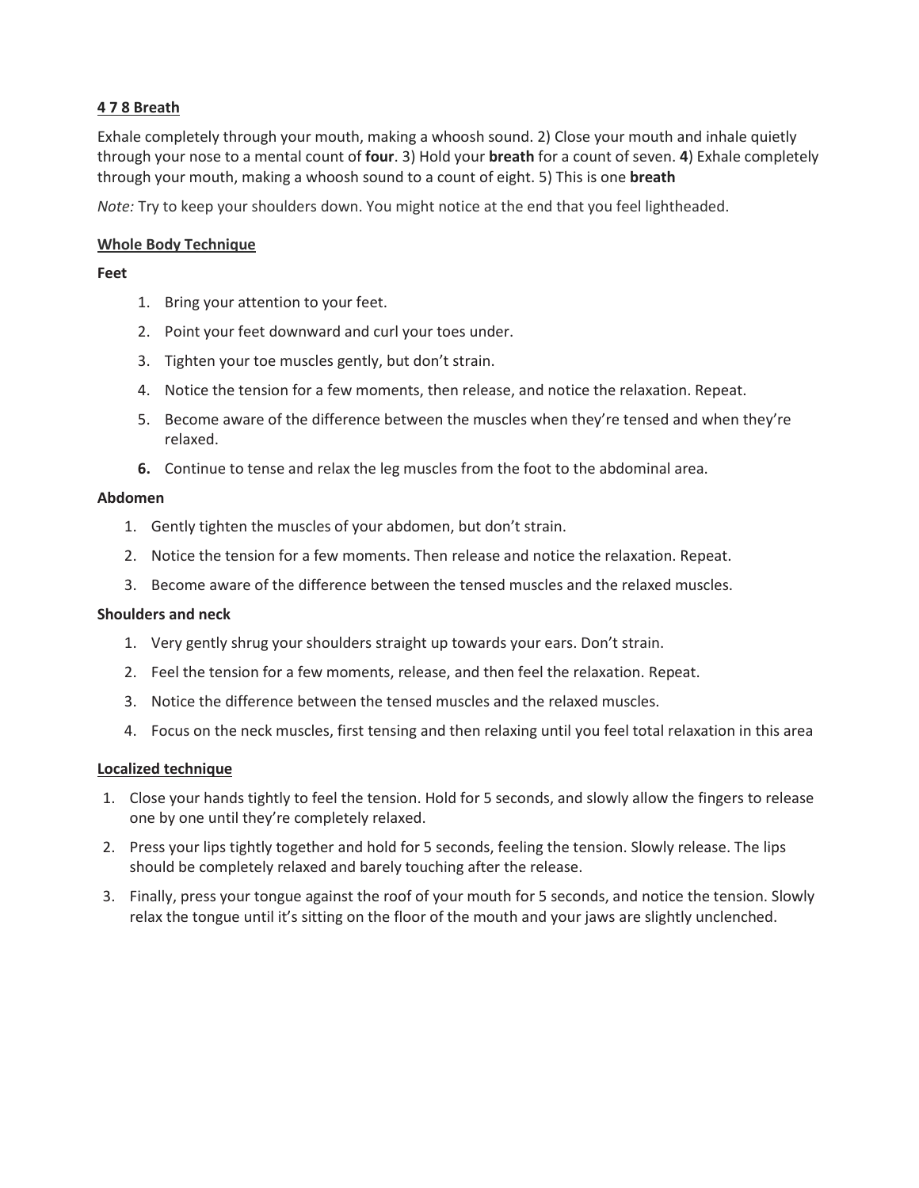**4 7 8 Breath**

Exhale completely through your mouth, making a whoosh sound. 2) Close your mouth and inhale quietly through your nose to a mental count of **four**. 3) Hold your **breath** for a count of seven. **4**) Exhale completely through your mouth, making a whoosh sound to a count of eight. 5) This is one **breath**

*Note:* Try to keep your shoulders down. You might notice at the end that you feel lightheaded.

**Whole Body Technique**

**Feet**

1. Bring your attention to your feet.
2. Point your feet downward and curl your toes under.
3. Tighten your toe muscles gently, but don't strain.
4. Notice the tension for a few moments, then release, and notice the relaxation. Repeat.
5. Become aware of the difference between the muscles when they're tensed and when they're relaxed.
6. Continue to tense and relax the leg muscles from the foot to the abdominal area.

**Abdomen**

1. Gently tighten the muscles of your abdomen, but don't strain.
2. Notice the tension for a few moments. Then release and notice the relaxation. Repeat.
3. Become aware of the difference between the tensed muscles and the relaxed muscles.

**Shoulders and neck**

1. Very gently shrug your shoulders straight up towards your ears. Don't strain.
2. Feel the tension for a few moments, release, and then feel the relaxation. Repeat.
3. Notice the difference between the tensed muscles and the relaxed muscles.
4. Focus on the neck muscles, first tensing and then relaxing until you feel total relaxation in this area

**Localized technique**

1. Close your hands tightly to feel the tension. Hold for 5 seconds, and slowly allow the fingers to release one by one until they're completely relaxed.
2. Press your lips tightly together and hold for 5 seconds, feeling the tension. Slowly release. The lips should be completely relaxed and barely touching after the release.
3. Finally, press your tongue against the roof of your mouth for 5 seconds, and notice the tension. Slowly relax the tongue until it's sitting on the floor of the mouth and your jaws are slightly unclenched.